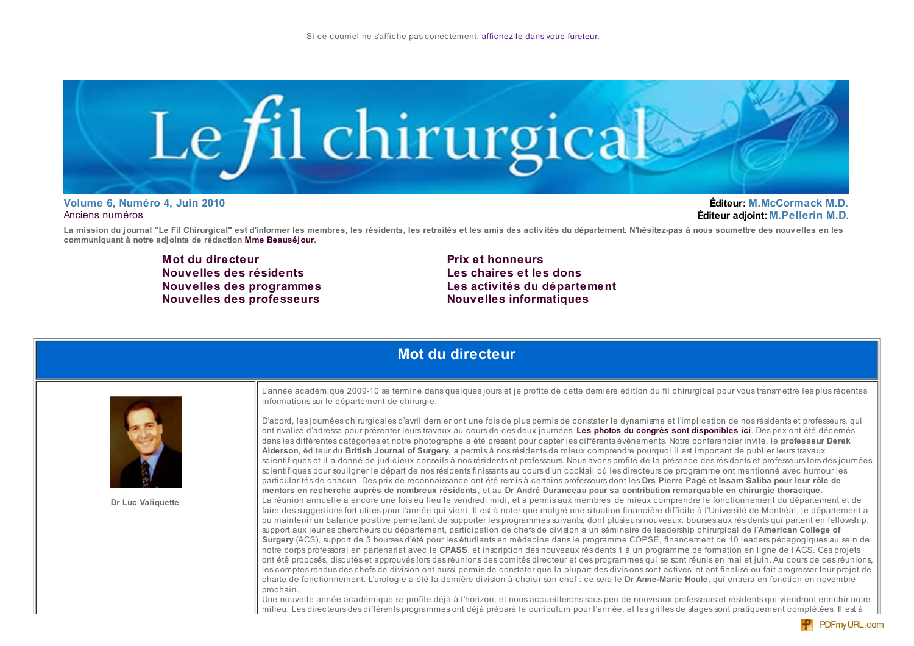Si ce courriel ne s'affiche pas correctement, affichez-le dans votre fureteur.

# Le fil chirurgical

**Volume 6, Numéro 4, Juin 2010**
Anciens numéros

**Éditeur: M.McCormack M.D.**
**Éditeur adjoint: M.Pellerin M.D.**

**La mission du journal "Le Fil Chirurgical" est d'informer les membres, les résidents, les retraités et les amis des activités du département. N'hésitez-pas à nous soumettre des nouvelles en les communiquant à notre adjointe de rédaction Mme Beauséjour.**

- **Mot du directeur**
- **Nouvelles des résidents**
- **Nouvelles des programmes**
- **Nouvelles des professeurs**
- **Prix et honneurs**
- **Les chaires et les dons**
- **Les activités du département**
- **Nouvelles informatiques**

## Mot du directeur

**Dr Luc Valiquette**

L'année académique 2009-10 se termine dans quelques jours et je profite de cette dernière édition du fil chirurgical pour vous transmettre les plus récentes informations sur le département de chirurgie.

D'abord, les journées chirurgicales d'avril dernier ont une fois de plus permis de constater le dynamisme et l'implication de nos résidents et professeurs, qui ont rivalisé d'adresse pour présenter leurs travaux au cours de ces deux journées. **Les photos du congrès sont disponibles ici**. Des prix ont été décernés dans les différentes catégories et notre photographe a été présent pour capter les différents évènements. Notre conférencier invité, le **professeur Derek Alderson**, éditeur du **British Journal of Surgery**, a permis à nos résidents de mieux comprendre pourquoi il est important de publier leurs travaux scientifiques et il a donné de judicieux conseils à nos résidents et professeurs. Nous avons profité de la présence des résidents et professeurs lors des journées scientifiques pour souligner le départ de nos résidents finissants au cours d'un cocktail où les directeurs de programme ont mentionné avec humour les particularités de chacun. Des prix de reconnaissance ont été remis à certains professeurs dont les **Drs Pierre Pagé et Issam Saliba pour leur rôle de mentors en recherche auprès de nombreux résidents**, et au **Dr André Duranceau pour sa contribution remarquable en chirurgie thoracique**.
La réunion annuelle a encore une fois eu lieu le vendredi midi, et a permis aux membres de mieux comprendre le fonctionnement du département et de faire des suggestions fort utiles pour l'année qui vient. Il est à noter que malgré une situation financière difficile à l'Université de Montréal, le département a pu maintenir un balance positive permettant de supporter les programmes suivants, dont plusieurs nouveaux: bourses aux résidents qui partent en fellowship, support aux jeunes chercheurs du département, participation de chefs de division à un séminaire de leadership chirurgical de l'**American College of Surgery** (ACS), support de 5 bourses d'été pour les étudiants en médecine dans le programme COPSE, financement de 10 leaders pédagogiques au sein de notre corps professoral en partenariat avec le **CPASS**, et inscription des nouveaux résidents 1 à un programme de formation en ligne de l'ACS. Ces projets ont été proposés, discutés et approuvés lors des réunions des comités directeur et des programmes qui se sont réunis en mai et juin. Au cours de ces réunions, les comptes rendus des chefs de division ont aussi permis de constater que la plupart des divisions sont actives, et ont finalisé ou fait progresser leur projet de charte de fonctionnement. L'urologie a été la dernière division à choisir son chef : ce sera le **Dr Anne-Marie Houle**, qui entrera en fonction en novembre prochain.
Une nouvelle année académique se profile déjà à l'horizon, et nous accueillerons sous peu de nouveaux professeurs et résidents qui viendront enrichir notre milieu. Les directeurs des différents programmes ont déjà préparé le curriculum pour l'année, et les grilles de stages sont pratiquement complétées. Il est à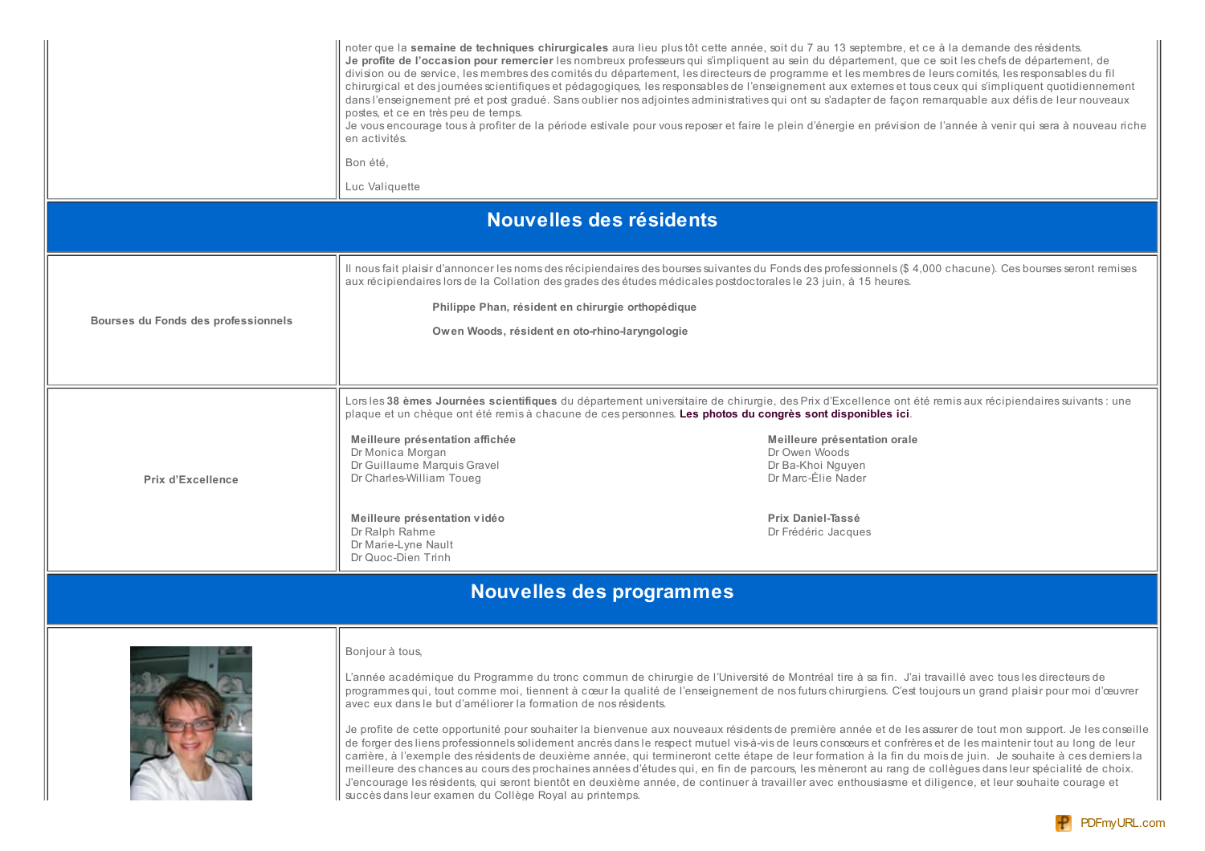noter que la **semaine de techniques chirurgicales** aura lieu plus tôt cette année, soit du 7 au 13 septembre, et ce à la demande des résidents.
**Je profite de l'occasion pour remercier** les nombreux professeurs qui s'impliquent au sein du département, que ce soit les chefs de département, de division ou de service, les membres des comités du département, les directeurs de programme et les membres de leurs comités, les responsables du fil chirurgical et des journées scientifiques et pédagogiques, les responsables de l'enseignement aux externes et tous ceux qui s'impliquent quotidiennement dans l'enseignement pré et post gradué. Sans oublier nos adjointes administratives qui ont su s'adapter de façon remarquable aux défis de leur nouveaux postes, et ce en très peu de temps.
Je vous encourage tous à profiter de la période estivale pour vous reposer et faire le plein d'énergie en prévision de l'année à venir qui sera à nouveau riche en activités.

Bon été,

Luc Valiquette

## Nouvelles des résidents

**Bourses du Fonds des professionnels**

Il nous fait plaisir d'annoncer les noms des récipiendaires des bourses suivantes du Fonds des professionnels ($ 4,000 chacune). Ces bourses seront remises aux récipiendaires lors de la Collation des grades des études médicales postdoctorales le 23 juin, à 15 heures.

**Philippe Phan, résident en chirurgie orthopédique**

**Owen Woods, résident en oto-rhino-laryngologie**

**Prix d'Excellence**

Lors les **38 èmes Journées scientifiques** du département universitaire de chirurgie, des Prix d'Excellence ont été remis aux récipiendaires suivants : une plaque et un chèque ont été remis à chacune de ces personnes. **Les photos du congrès sont disponibles ici**.

**Meilleure présentation affichée**
Dr Monica Morgan
Dr Guillaume Marquis Gravel
Dr Charles-William Toueg

**Meilleure présentation orale**
Dr Owen Woods
Dr Ba-Khoi Nguyen
Dr Marc-Élie Nader

**Meilleure présentation vidéo**
Dr Ralph Rahme
Dr Marie-Lyne Nault
Dr Quoc-Dien Trinh

**Prix Daniel-Tassé**
Dr Frédéric Jacques

## Nouvelles des programmes

Bonjour à tous,

L'année académique du Programme du tronc commun de chirurgie de l'Université de Montréal tire à sa fin. J'ai travaillé avec tous les directeurs de programmes qui, tout comme moi, tiennent à cœur la qualité de l'enseignement de nos futurs chirurgiens. C'est toujours un grand plaisir pour moi d'œuvrer avec eux dans le but d'améliorer la formation de nos résidents.

Je profite de cette opportunité pour souhaiter la bienvenue aux nouveaux résidents de première année et de les assurer de tout mon support. Je les conseille de forger des liens professionnels solidement ancrés dans le respect mutuel vis-à-vis de leurs consœurs et confrères et de les maintenir tout au long de leur carrière, à l'exemple des résidents de deuxième année, qui termineront cette étape de leur formation à la fin du mois de juin. Je souhaite à ces derniers la meilleure des chances au cours des prochaines années d'études qui, en fin de parcours, les mèneront au rang de collègues dans leur spécialité de choix. J'encourage les résidents, qui seront bientôt en deuxième année, de continuer à travailler avec enthousiasme et diligence, et leur souhaite courage et succès dans leur examen du Collège Royal au printemps.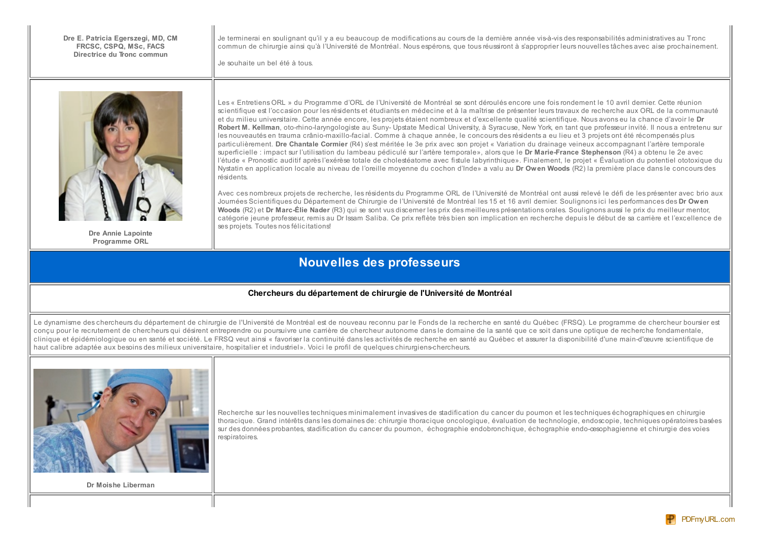**Dre E. Patricia Egerszegi, MD, CM**
**FRCSC, CSPQ, MSc, FACS**
**Directrice du Tronc commun**

Je terminerai en soulignant qu'il y a eu beaucoup de modifications au cours de la dernière année vis-à-vis des responsabilités administratives au Tronc commun de chirurgie ainsi qu'à l'Université de Montréal. Nous espérons, que tous réussiront à s'approprier leurs nouvelles tâches avec aise prochainement.

Je souhaite un bel été à tous.

**Dre Annie Lapointe**
**Programme ORL**

Les « Entretiens ORL » du Programme d'ORL de l'Université de Montréal se sont déroulés encore une fois rondement le 10 avril dernier. Cette réunion scientifique est l'occasion pour les résidents et étudiants en médecine et à la maîtrise de présenter leurs travaux de recherche aux ORL de la communauté et du milieu universitaire. Cette année encore, les projets étaient nombreux et d'excellente qualité scientifique. Nous avons eu la chance d'avoir le **Dr Robert M. Kellman**, oto-rhino-laryngologiste au Suny- Upstate Medical University, à Syracuse, New York, en tant que professeur invité. Il nous a entretenu sur les nouveautés en trauma crânio-maxillo-facial. Comme à chaque année, le concours des résidents a eu lieu et 3 projets ont été récompensés plus particulièrement. **Dre Chantale Cormier** (R4) s'est méritée le 3e prix avec son projet « Variation du drainage veineux accompagnant l'artère temporale superficielle : impact sur l'utilisation du lambeau pédiculé sur l'artère temporale», alors que le **Dr Marie-France Stephenson** (R4) a obtenu le 2e avec l'étude « Pronostic auditif après l'exérèse totale de cholestéatome avec fistule labyrinthique». Finalement, le projet « Évaluation du potentiel ototoxique du Nystatin en application locale au niveau de l'oreille moyenne du cochon d'Inde» a valu au **Dr Owen Woods** (R2) la première place dans le concours des résidents.

Avec ces nombreux projets de recherche, les résidents du Programme ORL de l'Université de Montréal ont aussi relevé le défi de les présenter avec brio aux Journées Scientifiques du Département de Chirurgie de l'Université de Montréal les 15 et 16 avril dernier. Soulignons ici les performances des **Dr Owen Woods** (R2) et **Dr Marc-Élie Nader** (R3) qui se sont vus discerner les prix des meilleures présentations orales. Soulignons aussi le prix du meilleur mentor, catégorie jeune professeur, remis au Dr Issam Saliba. Ce prix reflète très bien son implication en recherche depuis le début de sa carrière et l'excellence de ses projets. Toutes nos félicitations!

## Nouvelles des professeurs

### Chercheurs du département de chirurgie de l'Université de Montréal

Le dynamisme des chercheurs du département de chirurgie de l'Université de Montréal est de nouveau reconnu par le Fonds de la recherche en santé du Québec (FRSQ). Le programme de chercheur boursier est conçu pour le recrutement de chercheurs qui désirent entreprendre ou poursuivre une carrière de chercheur autonome dans le domaine de la santé que ce soit dans une optique de recherche fondamentale, clinique et épidémiologique ou en santé et société. Le FRSQ veut ainsi « favoriser la continuité dans les activités de recherche en santé au Québec et assurer la disponibilité d'une main-d'œuvre scientifique de haut calibre adaptée aux besoins des milieux universitaire, hospitalier et industriel». Voici le profil de quelques chirurgiens-chercheurs.

**Dr Moishe Liberman**

Recherche sur les nouvelles techniques minimalement invasives de stadification du cancer du poumon et les techniques échographiques en chirurgie thoracique. Grand intérêts dans les domaines de: chirurgie thoracique oncologique, évaluation de technologie, endoscopie, techniques opératoires basées sur des données probantes, stadification du cancer du poumon, échographie endobronchique, échographie endo-œsophagienne et chirurgie des voies respiratoires.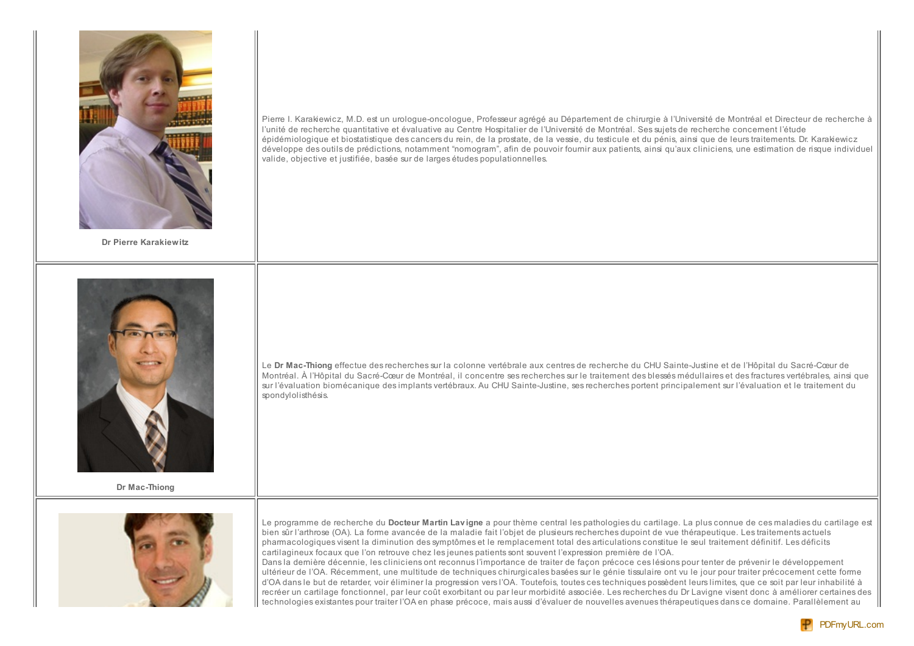| | |
|---|---|
| **Dr Pierre Karakiewitz** | Pierre I. Karakiewicz, M.D. est un urologue-oncologue, Professeur agrégé au Département de chirurgie à l'Université de Montréal et Directeur de recherche à l'unité de recherche quantitative et évaluative au Centre Hospitalier de l'Université de Montréal. Ses sujets de recherche concernent l'étude épidémiologique et biostatistique des cancers du rein, de la prostate, de la vessie, du testicule et du pénis, ainsi que de leurs traitements. Dr. Karakiewicz développe des outils de prédictions, notamment "nomogram", afin de pouvoir fournir aux patients, ainsi qu'aux cliniciens, une estimation de risque individuel valide, objective et justifiée, basée sur de larges études populationnelles. |
| **Dr Mac-Thiong** | Le **Dr Mac-Thiong** effectue des recherches sur la colonne vertébrale aux centres de recherche du CHU Sainte-Justine et de l'Hôpital du Sacré-Cœur de Montréal. À l'Hôpital du Sacré-Cœur de Montréal, il concentre ses recherches sur le traitement des blessés médullaires et des fractures vertébrales, ainsi que sur l'évaluation biomécanique des implants vertébraux. Au CHU Sainte-Justine, ses recherches portent principalement sur l'évaluation et le traitement du spondylolisthésis. |
| | Le programme de recherche du **Docteur Martin Lavigne** a pour thème central les pathologies du cartilage. La plus connue de ces maladies du cartilage est bien sûr l'arthrose (OA). La forme avancée de la maladie fait l'objet de plusieurs recherches du point de vue thérapeutique. Les traitements actuels pharmacologiques visent la diminution des symptômes et le remplacement total des articulations constitue le seul traitement définitif. Les déficits cartilagineux focaux que l'on retrouve chez les jeunes patients sont souvent l'expression première de l'OA. Dans la dernière décennie, les cliniciens ont reconnus l'importance de traiter de façon précoce ces lésions pour tenter de prévenir le développement ultérieur de l'OA. Récemment, une multitude de techniques chirurgicales basées sur le génie tissulaire ont vu le jour pour traiter précocement cette forme d'OA dans le but de retarder, voir éliminer la progression vers l'OA. Toutefois, toutes ces techniques possèdent leurs limites, que ce soit par leur inhabilité à recréer un cartilage fonctionnel, par leur coût exorbitant ou par leur morbidité associée. Les recherches du Dr Lavigne visent donc à améliorer certaines des technologies existantes pour traiter l'OA en phase précoce, mais aussi d'évaluer de nouvelles avenues thérapeutiques dans ce domaine. Parallèlement au |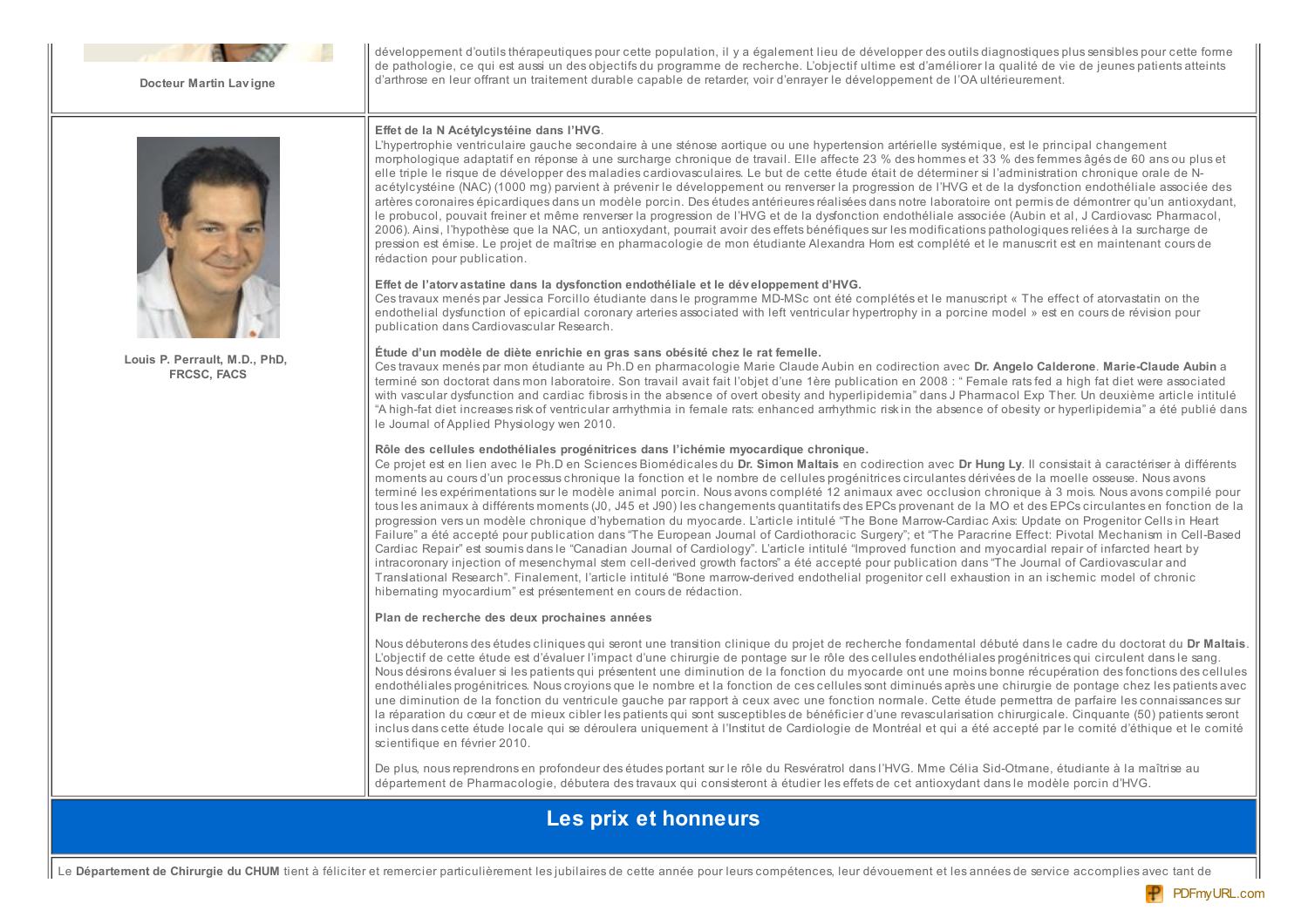développement d'outils thérapeutiques pour cette population, il y a également lieu de développer des outils diagnostiques plus sensibles pour cette forme de pathologie, ce qui est aussi un des objectifs du programme de recherche. L'objectif ultime est d'améliorer la qualité de vie de jeunes patients atteints d'arthrose en leur offrant un traitement durable capable de retarder, voir d'enrayer le développement de l'OA ultérieurement.

**Docteur Martin Lavigne**

**Louis P. Perrault, M.D., PhD, FRCSC, FACS**

**Effet de la N Acétylcystéine dans l'HVG.**
L'hypertrophie ventriculaire gauche secondaire à une sténose aortique ou une hypertension artérielle systémique, est le principal changement morphologique adaptatif en réponse à une surcharge chronique de travail. Elle affecte 23 % des hommes et 33 % des femmes âgés de 60 ans ou plus et elle triple le risque de développer des maladies cardiovasculaires. Le but de cette étude était de déterminer si l'administration chronique orale de N-acétylcystéine (NAC) (1000 mg) parvient à prévenir le développement ou renverser la progression de l'HVG et de la dysfonction endothéliale associée des artères coronaires épicardiques dans un modèle porcin. Des études antérieures réalisées dans notre laboratoire ont permis de démontrer qu'un antioxydant, le probucol, pouvait freiner et même renverser la progression de l'HVG et de la dysfonction endothéliale associée (Aubin et al, J Cardiovasc Pharmacol, 2006). Ainsi, l'hypothèse que la NAC, un antioxydant, pourrait avoir des effets bénéfiques sur les modifications pathologiques reliées à la surcharge de pression est émise. Le projet de maîtrise en pharmacologie de mon étudiante Alexandra Horn est complété et le manuscrit est en maintenant cours de rédaction pour publication.

**Effet de l'atorvastatine dans la dysfonction endothéliale et le développement d'HVG.**
Ces travaux menés par Jessica Forcillo étudiante dans le programme MD-MSc ont été complétés et le manuscript « The effect of atorvastatin on the endothelial dysfunction of epicardial coronary arteries associated with left ventricular hypertrophy in a porcine model » est en cours de révision pour publication dans Cardiovascular Research.

**Étude d'un modèle de diète enrichie en gras sans obésité chez le rat femelle.**
Ces travaux menés par mon étudiante au Ph.D en pharmacologie Marie Claude Aubin en codirection avec **Dr. Angelo Calderone**. **Marie-Claude Aubin** a terminé son doctorat dans mon laboratoire. Son travail avait fait l'objet d'une 1ère publication en 2008 : " Female rats fed a high fat diet were associated with vascular dysfunction and cardiac fibrosis in the absence of overt obesity and hyperlipidemia" dans J Pharmacol Exp Ther. Un deuxième article intitulé "A high-fat diet increases risk of ventricular arrhythmia in female rats: enhanced arrhythmic risk in the absence of obesity or hyperlipidemia" a été publié dans le Journal of Applied Physiology wen 2010.

**Rôle des cellules endothéliales progénitrices dans l'ichémie myocardique chronique.**
Ce projet est en lien avec le Ph.D en Sciences Biomédicales du **Dr. Simon Maltais** en codirection avec **Dr Hung Ly**. Il consistait à caractériser à différents moments au cours d'un processus chronique la fonction et le nombre de cellules progénitrices circulantes dérivées de la moelle osseuse. Nous avons terminé les expérimentations sur le modèle animal porcin. Nous avons complété 12 animaux avec occlusion chronique à 3 mois. Nous avons compilé pour tous les animaux à différents moments (J0, J45 et J90) les changements quantitatifs des EPCs provenant de la MO et des EPCs circulantes en fonction de la progression vers un modèle chronique d'hybernation du myocarde. L'article intitulé "The Bone Marrow-Cardiac Axis: Update on Progenitor Cells in Heart Failure" a été accepté pour publication dans "The European Journal of Cardiothoracic Surgery"; et "The Paracrine Effect: Pivotal Mechanism in Cell-Based Cardiac Repair" est soumis dans le "Canadian Journal of Cardiology". L'article intitulé "Improved function and myocardial repair of infarcted heart by intracoronary injection of mesenchymal stem cell-derived growth factors" a été accepté pour publication dans "The Journal of Cardiovascular and Translational Research". Finalement, l'article intitulé "Bone marrow-derived endothelial progenitor cell exhaustion in an ischemic model of chronic hibernating myocardium" est présentement en cours de rédaction.

**Plan de recherche des deux prochaines années**

Nous débuterons des études cliniques qui seront une transition clinique du projet de recherche fondamental débuté dans le cadre du doctorat du **Dr Maltais**. L'objectif de cette étude est d'évaluer l'impact d'une chirurgie de pontage sur le rôle des cellules endothéliales progénitrices qui circulent dans le sang. Nous désirons évaluer si les patients qui présentent une diminution de la fonction du myocarde ont une moins bonne récupération des fonctions des cellules endothéliales progénitrices. Nous croyions que le nombre et la fonction de ces cellules sont diminués après une chirurgie de pontage chez les patients avec une diminution de la fonction du ventricule gauche par rapport à ceux avec une fonction normale. Cette étude permettra de parfaire les connaissances sur la réparation du cœur et de mieux cibler les patients qui sont susceptibles de bénéficier d'une revascularisation chirurgicale. Cinquante (50) patients seront inclus dans cette étude locale qui se déroulera uniquement à l'Institut de Cardiologie de Montréal et qui a été accepté par le comité d'éthique et le comité scientifique en février 2010.

De plus, nous reprendrons en profondeur des études portant sur le rôle du Resvératrol dans l'HVG. Mme Célia Sid-Otmane, étudiante à la maîtrise au département de Pharmacologie, débutera des travaux qui consisteront à étudier les effets de cet antioxydant dans le modèle porcin d'HVG.

## Les prix et honneurs

Le **Département de Chirurgie du CHUM** tient à féliciter et remercier particulièrement les jubilaires de cette année pour leurs compétences, leur dévouement et les années de service accomplies avec tant de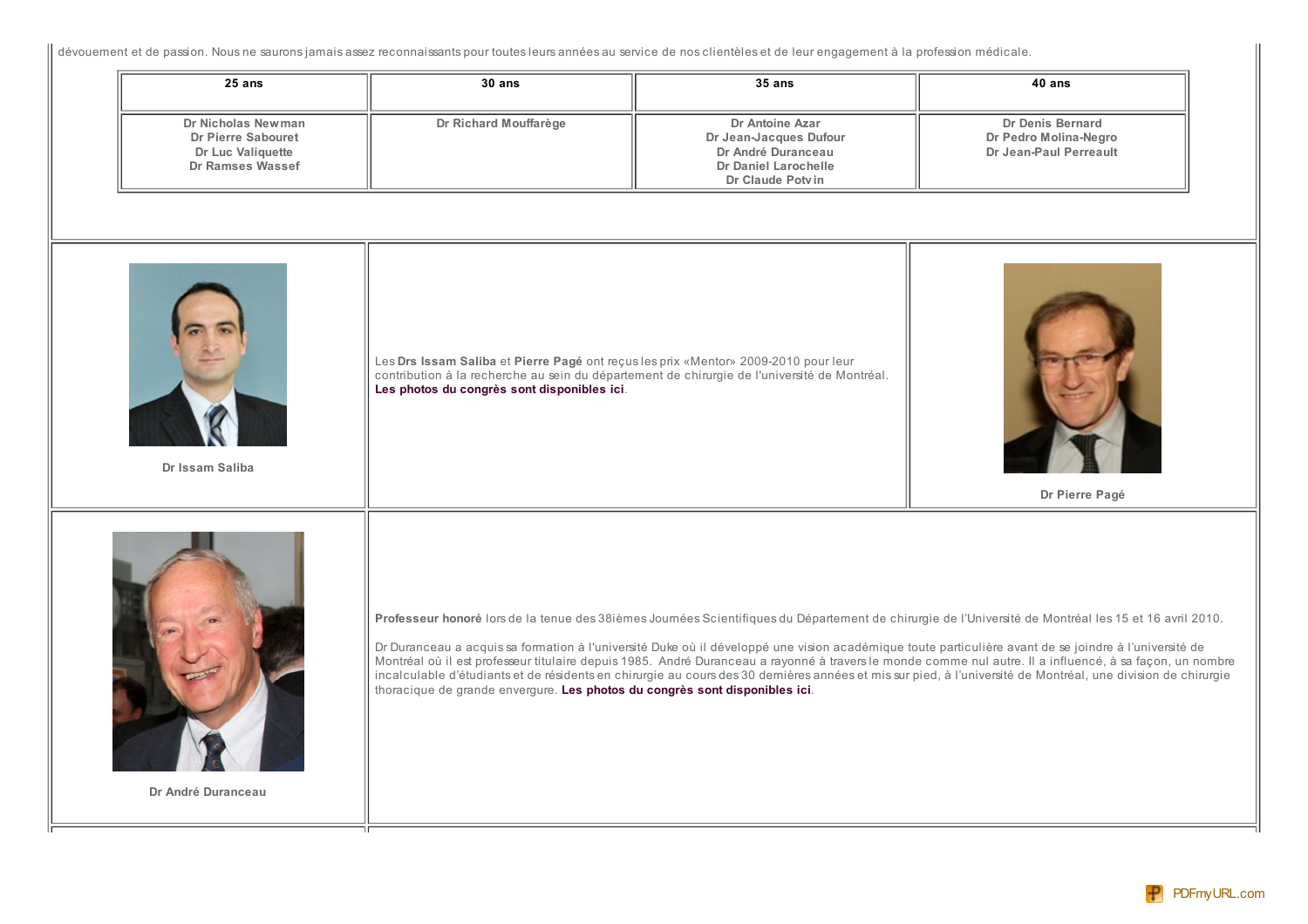dévouement et de passion. Nous ne saurons jamais assez reconnaissants pour toutes leurs années au service de nos clientèles et de leur engagement à la profession médicale.

| 25 ans | 30 ans | 35 ans | 40 ans |
|---|---|---|---|
| Dr Nicholas Newman<br>Dr Pierre Sabouret<br>Dr Luc Valiquette<br>Dr Ramses Wassef | Dr Richard Mouffarège | Dr Antoine Azar<br>Dr Jean-Jacques Dufour<br>Dr André Duranceau<br>Dr Daniel Larochelle<br>Dr Claude Potvin | Dr Denis Bernard<br>Dr Pedro Molina-Negro<br>Dr Jean-Paul Perreault |

Dr Issam Saliba

Les **Drs Issam Saliba** et **Pierre Pagé** ont reçus les prix «Mentor» 2009-2010 pour leur contribution à la recherche au sein du département de chirurgie de l'université de Montréal. **Les photos du congrès sont disponibles ici**.

Dr Pierre Pagé

Dr André Duranceau

**Professeur honoré** lors de la tenue des 38ièmes Journées Scientifiques du Département de chirurgie de l'Université de Montréal les 15 et 16 avril 2010.

Dr Duranceau a acquis sa formation à l'université Duke où il développé une vision académique toute particulière avant de se joindre à l'université de Montréal où il est professeur titulaire depuis 1985. André Duranceau a rayonné à travers le monde comme nul autre. Il a influencé, à sa façon, un nombre incalculable d'étudiants et de résidents en chirurgie au cours des 30 dernières années et mis sur pied, à l'université de Montréal, une division de chirurgie thoracique de grande envergure. **Les photos du congrès sont disponibles ici**.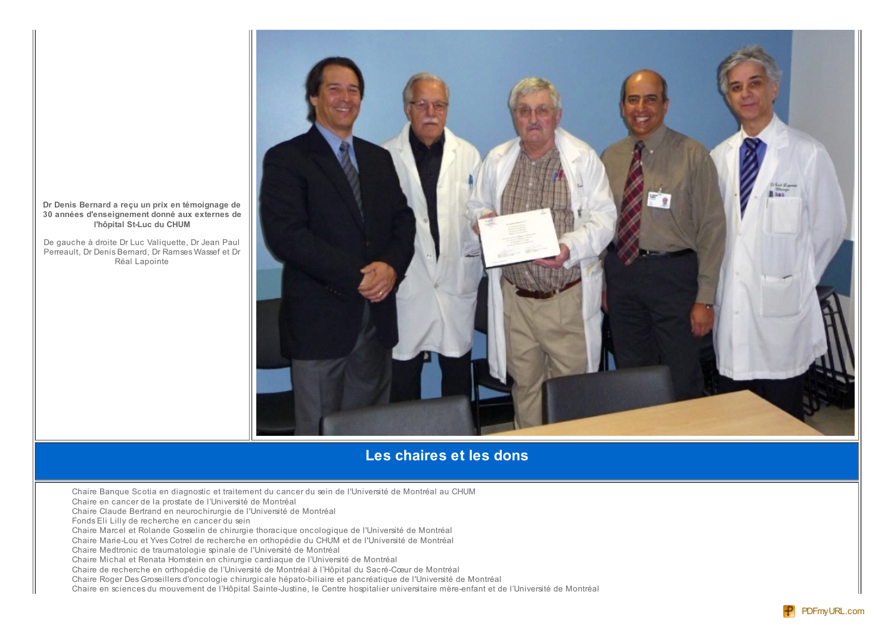**Dr Denis Bernard a reçu un prix en témoignage de 30 années d'enseignement donné aux externes de l'hôpital St-Luc du CHUM**

De gauche à droite Dr Luc Valiquette, Dr Jean Paul Perreault, Dr Denis Bernard, Dr Ramses Wassef et Dr Réal Lapointe

## Les chaires et les dons

Chaire Banque Scotia en diagnostic et traitement du cancer du sein de l'Université de Montréal au CHUM
Chaire en cancer de la prostate de l'Université de Montréal
Chaire Claude Bertrand en neurochirurgie de l'Université de Montréal
Fonds Eli Lilly de recherche en cancer du sein
Chaire Marcel et Rolande Gosselin de chirurgie thoracique oncologique de l'Université de Montréal
Chaire Marie-Lou et Yves Cotrel de recherche en orthopédie du CHUM et de l'Université de Montréal
Chaire Medtronic de traumatologie spinale de l'Université de Montréal
Chaire Michal et Renata Hornstein en chirurgie cardiaque de l'Université de Montréal
Chaire de recherche en orthopédie de l'Université de Montréal à l'Hôpital du Sacré-Cœur de Montréal
Chaire Roger Des Groseillers d'oncologie chirurgicale hépato-biliaire et pancréatique de l'Université de Montréal
Chaire en sciences du mouvement de l'Hôpital Sainte-Justine, le Centre hospitalier universitaire mère-enfant et de l'Université de Montréal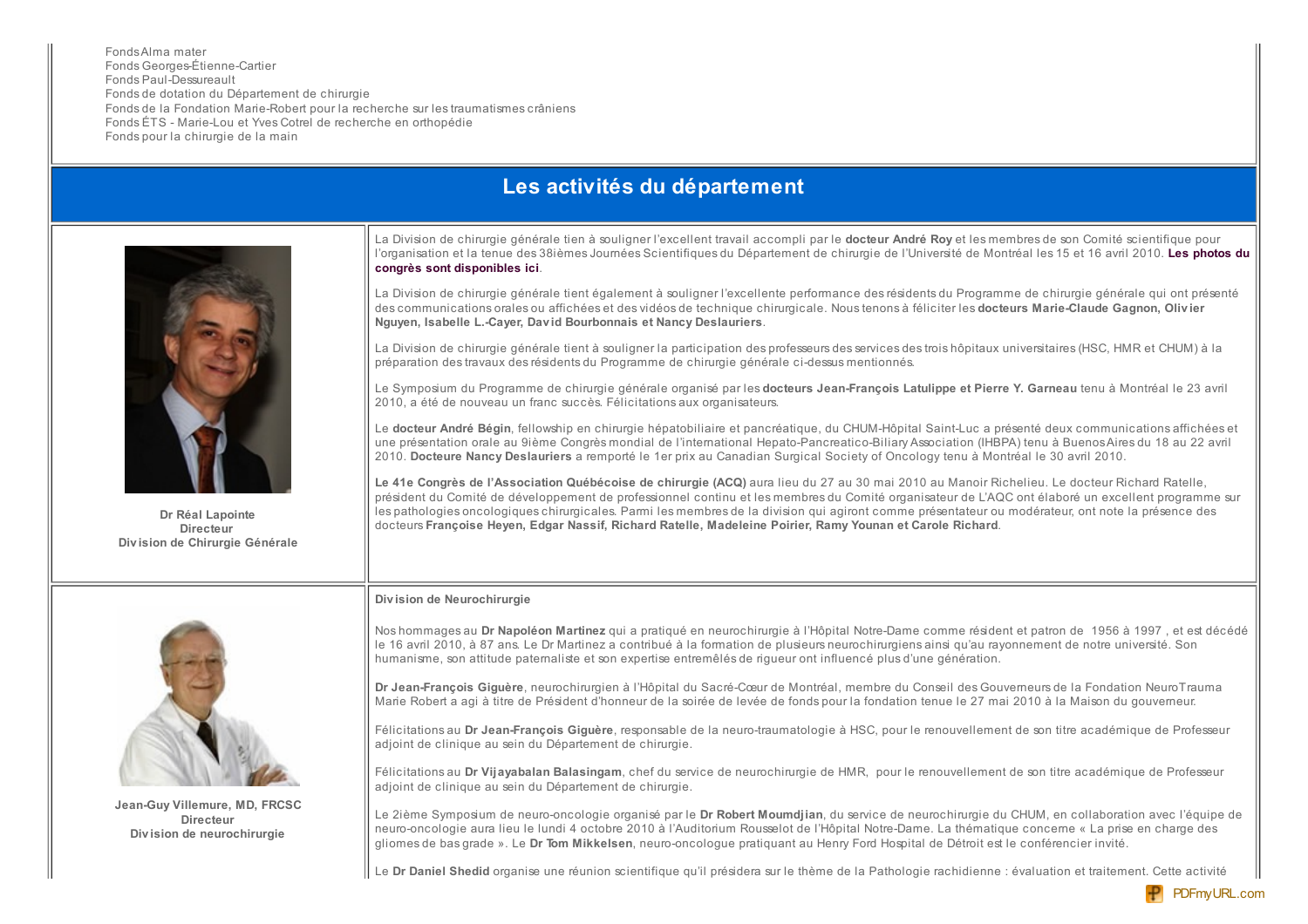Fonds Alma mater
Fonds Georges-Étienne-Cartier
Fonds Paul-Dessureault
Fonds de dotation du Département de chirurgie
Fonds de la Fondation Marie-Robert pour la recherche sur les traumatismes crâniens
Fonds ÉTS - Marie-Lou et Yves Cotrel de recherche en orthopédie
Fonds pour la chirurgie de la main

## Les activités du département

**Dr Réal Lapointe**
**Directeur**
**Division de Chirurgie Générale**

La Division de chirurgie générale tien à souligner l'excellent travail accompli par le **docteur André Roy** et les membres de son Comité scientifique pour l'organisation et la tenue des 38ièmes Journées Scientifiques du Département de chirurgie de l'Université de Montréal les 15 et 16 avril 2010. **Les photos du congrès sont disponibles ici**.

La Division de chirurgie générale tient également à souligner l'excellente performance des résidents du Programme de chirurgie générale qui ont présenté des communications orales ou affichées et des vidéos de technique chirurgicale. Nous tenons à féliciter les **docteurs Marie-Claude Gagnon, Olivier Nguyen, Isabelle L.-Cayer, David Bourbonnais et Nancy Deslauriers**.

La Division de chirurgie générale tient à souligner la participation des professeurs des services des trois hôpitaux universitaires (HSC, HMR et CHUM) à la préparation des travaux des résidents du Programme de chirurgie générale ci-dessus mentionnés.

Le Symposium du Programme de chirurgie générale organisé par les **docteurs Jean-François Latulippe et Pierre Y. Garneau** tenu à Montréal le 23 avril 2010, a été de nouveau un franc succès. Félicitations aux organisateurs.

Le **docteur André Bégin**, fellowship en chirurgie hépatobiliaire et pancréatique, du CHUM-Hôpital Saint-Luc a présenté deux communications affichées et une présentation orale au 9ième Congrès mondial de l'International Hepato-Pancreatico-Biliary Association (IHBPA) tenu à Buenos Aires du 18 au 22 avril 2010. **Docteure Nancy Deslauriers** a remporté le 1er prix au Canadian Surgical Society of Oncology tenu à Montréal le 30 avril 2010.

**Le 41e Congrès de l'Association Québécoise de chirurgie (ACQ)** aura lieu du 27 au 30 mai 2010 au Manoir Richelieu. Le docteur Richard Ratelle, président du Comité de développement de professionnel continu et les membres du Comité organisateur de L'AQC ont élaboré un excellent programme sur les pathologies oncologiques chirurgicales. Parmi les membres de la division qui agiront comme présentateur ou modérateur, ont note la présence des docteurs **Françoise Heyen, Edgar Nassif, Richard Ratelle, Madeleine Poirier, Ramy Younan et Carole Richard**.

**Jean-Guy Villemure, MD, FRCSC**
**Directeur**
**Division de neurochirurgie**

**Division de Neurochirurgie**

Nos hommages au **Dr Napoléon Martinez** qui a pratiqué en neurochirurgie à l'Hôpital Notre-Dame comme résident et patron de 1956 à 1997 , et est décédé le 16 avril 2010, à 87 ans. Le Dr Martinez a contribué à la formation de plusieurs neurochirurgiens ainsi qu'au rayonnement de notre université. Son humanisme, son attitude paternaliste et son expertise entremêlés de rigueur ont influencé plus d'une génération.

**Dr Jean-François Giguère**, neurochirurgien à l'Hôpital du Sacré-Cœur de Montréal, membre du Conseil des Gouverneurs de la Fondation NeuroTrauma Marie Robert a agi à titre de Président d'honneur de la soirée de levée de fonds pour la fondation tenue le 27 mai 2010 à la Maison du gouverneur.

Félicitations au **Dr Jean-François Giguère**, responsable de la neuro-traumatologie à HSC, pour le renouvellement de son titre académique de Professeur adjoint de clinique au sein du Département de chirurgie.

Félicitations au **Dr Vijayabalan Balasingam**, chef du service de neurochirurgie de HMR, pour le renouvellement de son titre académique de Professeur adjoint de clinique au sein du Département de chirurgie.

Le 2ième Symposium de neuro-oncologie organisé par le **Dr Robert Moumdjian**, du service de neurochirurgie du CHUM, en collaboration avec l'équipe de neuro-oncologie aura lieu le lundi 4 octobre 2010 à l'Auditorium Rousselot de l'Hôpital Notre-Dame. La thématique concerne « La prise en charge des gliomes de bas grade ». Le **Dr Tom Mikkelsen**, neuro-oncologue pratiquant au Henry Ford Hospital de Détroit est le conférencier invité.

Le **Dr Daniel Shedid** organise une réunion scientifique qu'il présidera sur le thème de la Pathologie rachidienne : évaluation et traitement. Cette activité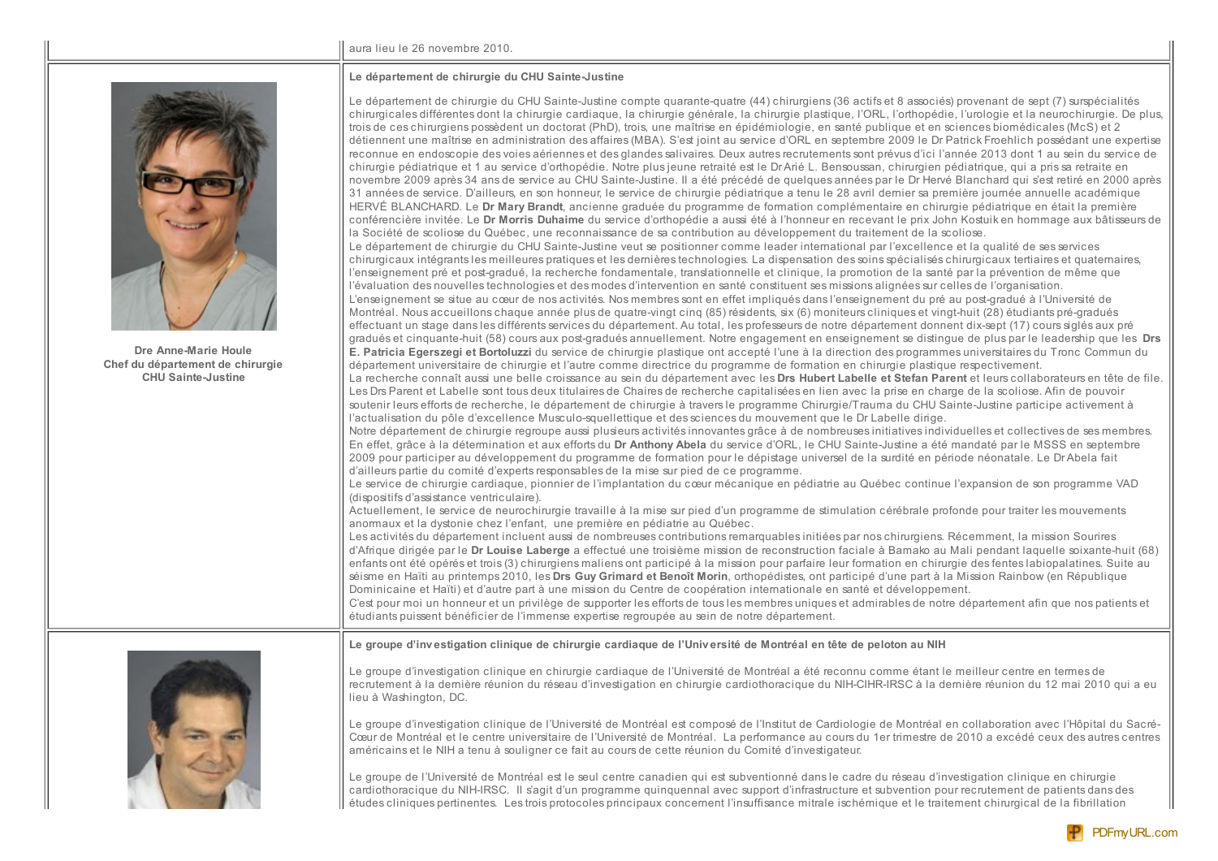aura lieu le 26 novembre 2010.

**Dre Anne-Marie Houle**
**Chef du département de chirurgie**
**CHU Sainte-Justine**

### Le département de chirurgie du CHU Sainte-Justine

Le département de chirurgie du CHU Sainte-Justine compte quarante-quatre (44) chirurgiens (36 actifs et 8 associés) provenant de sept (7) surspécialités chirurgicales différentes dont la chirurgie cardiaque, la chirurgie générale, la chirurgie plastique, l'ORL, l'orthopédie, l'urologie et la neurochirurgie. De plus, trois de ces chirurgiens possèdent un doctorat (PhD), trois, une maîtrise en épidémiologie, en santé publique et en sciences biomédicales (McS) et 2 détiennent une maîtrise en administration des affaires (MBA). S'est joint au service d'ORL en septembre 2009 le Dr Patrick Froehlich possédant une expertise reconnue en endoscopie des voies aériennes et des glandes salivaires. Deux autres recrutements sont prévus d'ici l'année 2013 dont 1 au sein du service de chirurgie pédiatrique et 1 au service d'orthopédie. Notre plus jeune retraité est le Dr Arié L. Bensoussan, chirurgien pédiatrique, qui a pris sa retraite en novembre 2009 après 34 ans de service au CHU Sainte-Justine. Il a été précédé de quelques années par le Dr Hervé Blanchard qui s'est retiré en 2000 après 31 années de service. D'ailleurs, en son honneur, le service de chirurgie pédiatrique a tenu le 28 avril dernier sa première journée annuelle académique HERVÉ BLANCHARD. Le **Dr Mary Brandt**, ancienne graduée du programme de formation complémentaire en chirurgie pédiatrique en était la première conférencière invitée. Le **Dr Morris Duhaime** du service d'orthopédie a aussi été à l'honneur en recevant le prix John Kostuik en hommage aux bâtisseurs de la Société de scoliose du Québec, une reconnaissance de sa contribution au développement du traitement de la scoliose.

Le département de chirurgie du CHU Sainte-Justine veut se positionner comme leader international par l'excellence et la qualité de ses services chirurgicaux intégrants les meilleures pratiques et les dernières technologies. La dispensation des soins spécialisés chirurgicaux tertiaires et quaternaires, l'enseignement pré et post-gradué, la recherche fondamentale, translationnelle et clinique, la promotion de la santé par la prévention de même que l'évaluation des nouvelles technologies et des modes d'intervention en santé constituent ses missions alignées sur celles de l'organisation.

L'enseignement se situe au cœur de nos activités. Nos membres sont en effet impliqués dans l'enseignement du pré au post-gradué à l'Université de Montréal. Nous accueillons chaque année plus de quatre-vingt cinq (85) résidents, six (6) moniteurs cliniques et vingt-huit (28) étudiants pré-gradués effectuant un stage dans les différents services du département. Au total, les professeurs de notre département donnent dix-sept (17) cours siglés aux pré gradués et cinquante-huit (58) cours aux post-gradués annuellement. Notre engagement en enseignement se distingue de plus par le leadership que les **Drs E. Patricia Egerszegi et Bortoluzzi** du service de chirurgie plastique ont accepté l'une à la direction des programmes universitaires du Tronc Commun du département universitaire de chirurgie et l'autre comme directrice du programme de formation en chirurgie plastique respectivement.

La recherche connaît aussi une belle croissance au sein du département avec les **Drs Hubert Labelle et Stefan Parent** et leurs collaborateurs en tête de file. Les Drs Parent et Labelle sont tous deux titulaires de Chaires de recherche capitalisées en lien avec la prise en charge de la scoliose. Afin de pouvoir soutenir leurs efforts de recherche, le département de chirurgie à travers le programme Chirurgie/Trauma du CHU Sainte-Justine participe activement à l'actualisation du pôle d'excellence Musculo-squellettique et des sciences du mouvement que le Dr Labelle dirige.

Notre département de chirurgie regroupe aussi plusieurs activités innovantes grâce à de nombreuses initiatives individuelles et collectives de ses membres. En effet, grâce à la détermination et aux efforts du **Dr Anthony Abela** du service d'ORL, le CHU Sainte-Justine a été mandaté par le MSSS en septembre 2009 pour participer au développement du programme de formation pour le dépistage universel de la surdité en période néonatale. Le Dr Abela fait d'ailleurs partie du comité d'experts responsables de la mise sur pied de ce programme.

Le service de chirurgie cardiaque, pionnier de l'implantation du cœur mécanique en pédiatrie au Québec continue l'expansion de son programme VAD (dispositifs d'assistance ventriculaire).

Actuellement, le service de neurochirurgie travaille à la mise sur pied d'un programme de stimulation cérébrale profonde pour traiter les mouvements anormaux et la dystonie chez l'enfant, une première en pédiatrie au Québec.

Les activités du département incluent aussi de nombreuses contributions remarquables initiées par nos chirurgiens. Récemment, la mission Sourires d'Afrique dirigée par le **Dr Louise Laberge** a effectué une troisième mission de reconstruction faciale à Bamako au Mali pendant laquelle soixante-huit (68) enfants ont été opérés et trois (3) chirurgiens maliens ont participé à la mission pour parfaire leur formation en chirurgie des fentes labiopalatines. Suite au séisme en Haïti au printemps 2010, les **Drs Guy Grimard et Benoît Morin**, orthopédistes, ont participé d'une part à la Mission Rainbow (en République Dominicaine et Haïti) et d'autre part à une mission du Centre de coopération internationale en santé et développement.

C'est pour moi un honneur et un privilège de supporter les efforts de tous les membres uniques et admirables de notre département afin que nos patients et étudiants puissent bénéficier de l'immense expertise regroupée au sein de notre département.

### Le groupe d'investigation clinique de chirurgie cardiaque de l'Université de Montréal en tête de peloton au NIH

Le groupe d'investigation clinique en chirurgie cardiaque de l'Université de Montréal a été reconnu comme étant le meilleur centre en termes de recrutement à la dernière réunion du réseau d'investigation en chirurgie cardiothoracique du NIH-CIHR-IRSC à la dernière réunion du 12 mai 2010 qui a eu lieu à Washington, DC.

Le groupe d'investigation clinique de l'Université de Montréal est composé de l'Institut de Cardiologie de Montréal en collaboration avec l'Hôpital du Sacré-Cœur de Montréal et le centre universitaire de l'Université de Montréal. La performance au cours du 1er trimestre de 2010 a excédé ceux des autres centres américains et le NIH a tenu à souligner ce fait au cours de cette réunion du Comité d'investigateur.

Le groupe de l'Université de Montréal est le seul centre canadien qui est subventionné dans le cadre du réseau d'investigation clinique en chirurgie cardiothoracique du NIH-IRSC. Il s'agit d'un programme quinquennal avec support d'infrastructure et subvention pour recrutement de patients dans des études cliniques pertinentes. Les trois protocoles principaux concernent l'insuffisance mitrale ischémique et le traitement chirurgical de la fibrillation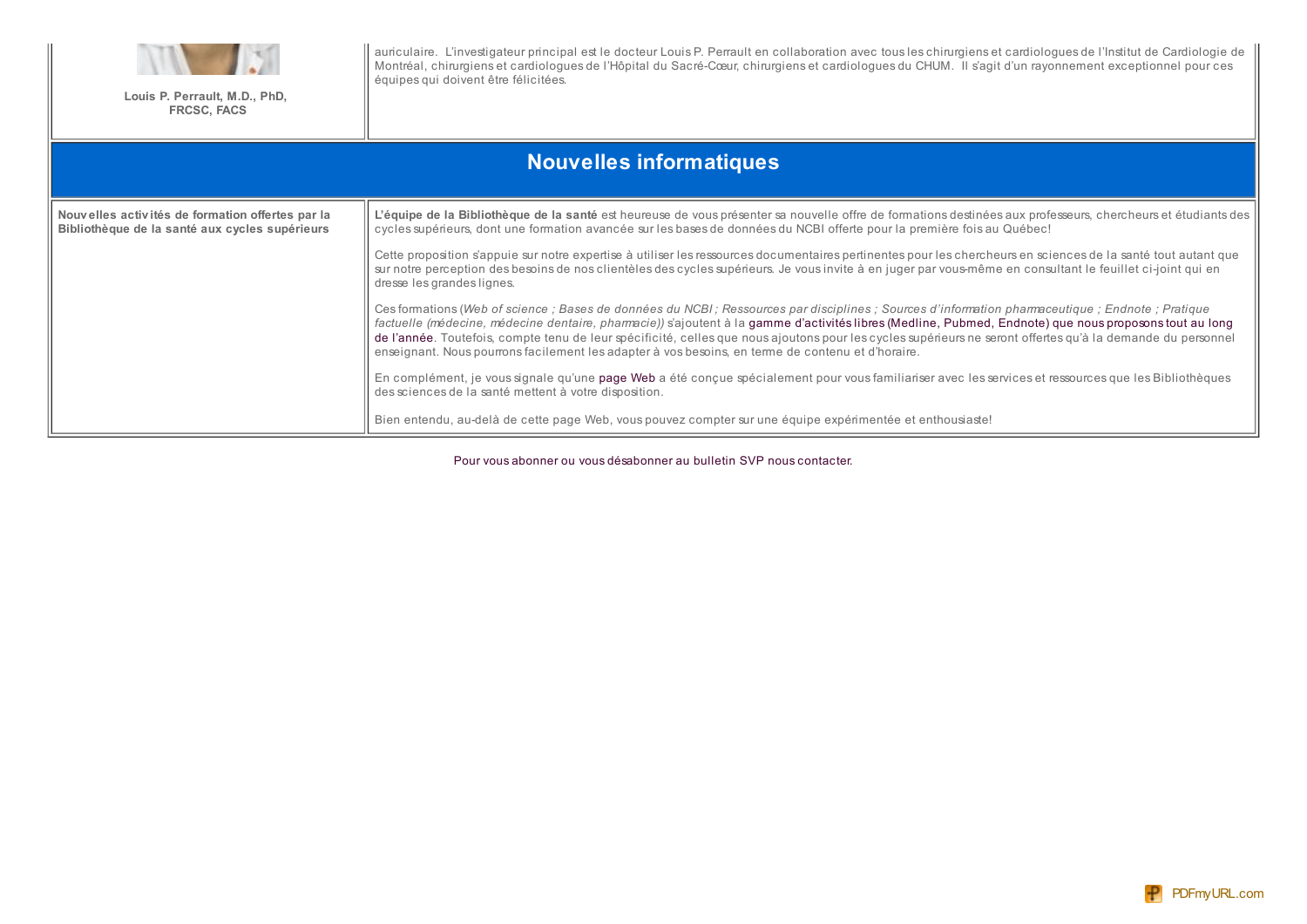| | |
|---|---|
| **Louis P. Perrault, M.D., PhD, FRCSC, FACS** | auriculaire. L'investigateur principal est le docteur Louis P. Perrault en collaboration avec tous les chirurgiens et cardiologues de l'Institut de Cardiologie de Montréal, chirurgiens et cardiologues de l'Hôpital du Sacré-Cœur, chirurgiens et cardiologues du CHUM. Il s'agit d'un rayonnement exceptionnel pour ces équipes qui doivent être félicitées. |

## Nouvelles informatiques

| | |
|---|---|
| **Nouvelles activités de formation offertes par la Bibliothèque de la santé aux cycles supérieurs** | **L'équipe de la Bibliothèque de la santé** est heureuse de vous présenter sa nouvelle offre de formations destinées aux professeurs, chercheurs et étudiants des cycles supérieurs, dont une formation avancée sur les bases de données du NCBI offerte pour la première fois au Québec!<br><br>Cette proposition s'appuie sur notre expertise à utiliser les ressources documentaires pertinentes pour les chercheurs en sciences de la santé tout autant que sur notre perception des besoins de nos clientèles des cycles supérieurs. Je vous invite à en juger par vous-même en consultant le feuillet ci-joint qui en dresse les grandes lignes.<br><br>Ces formations (*Web of science ; Bases de données du NCBI ; Ressources par disciplines ; Sources d'information pharmaceutique ; Endnote ; Pratique factuelle (médecine, médecine dentaire, pharmacie))* s'ajoutent à la gamme d'activités libres (Medline, Pubmed, Endnote) que nous proposons tout au long de l'année. Toutefois, compte tenu de leur spécificité, celles que nous ajoutons pour les cycles supérieurs ne seront offertes qu'à la demande du personnel enseignant. Nous pourrons facilement les adapter à vos besoins, en terme de contenu et d'horaire.<br><br>En complément, je vous signale qu'une page Web a été conçue spécialement pour vous familiariser avec les services et ressources que les Bibliothèques des sciences de la santé mettent à votre disposition.<br><br>Bien entendu, au-delà de cette page Web, vous pouvez compter sur une équipe expérimentée et enthousiaste! |

Pour vous abonner ou vous désabonner au bulletin SVP nous contacter.